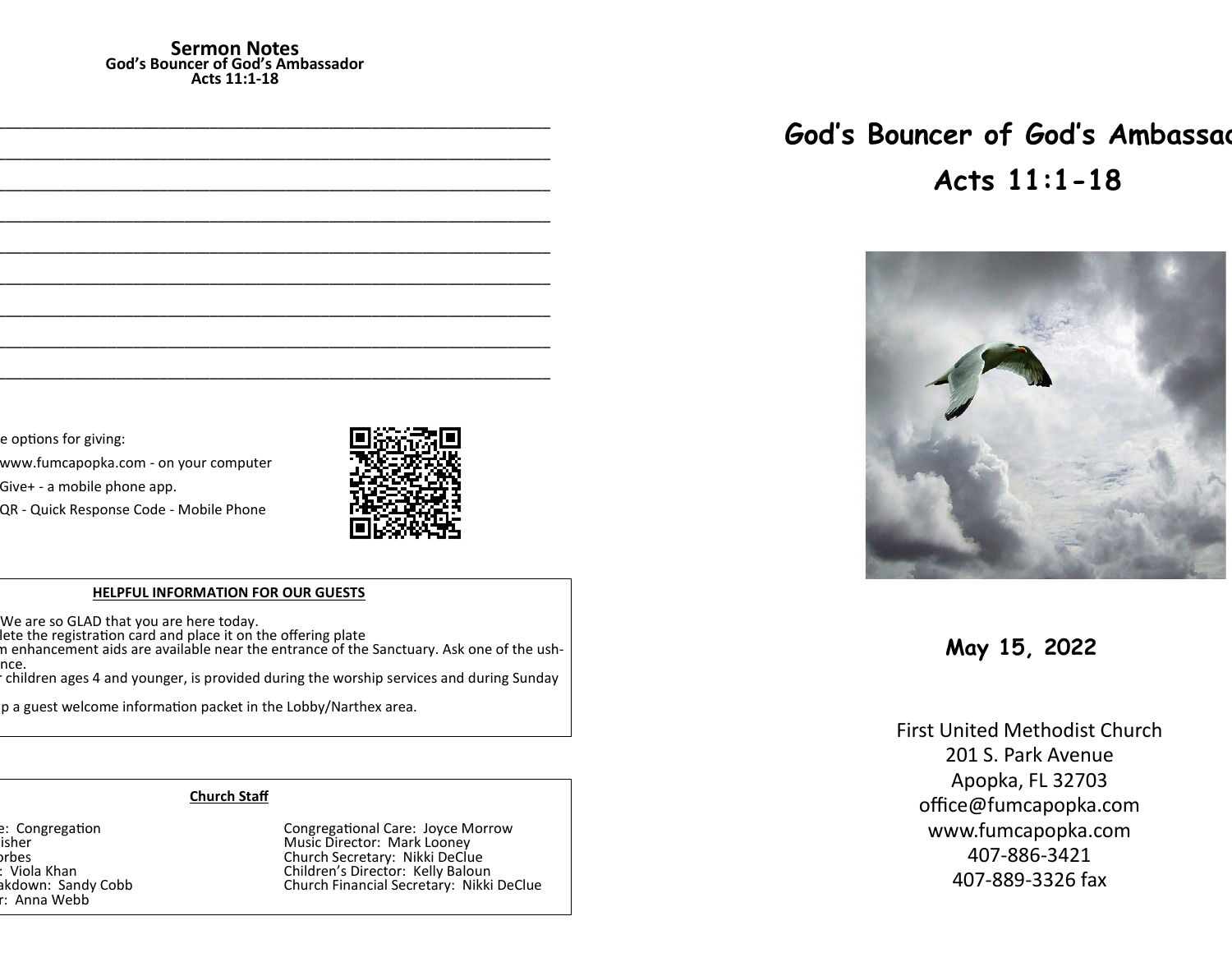## Sermon Notes

**God's Bouncer of God's Ambassador**
**Acts 11:1-18**

\_\_\_\_\_\_\_\_\_\_\_\_\_\_\_\_\_\_\_\_\_\_\_\_\_\_\_\_\_\_\_\_\_\_\_\_\_\_\_\_\_\_\_\_\_\_\_\_\_\_\_\_\_\_\_\_\_\_\_\_

\_\_\_\_\_\_\_\_\_\_\_\_\_\_\_\_\_\_\_\_\_\_\_\_\_\_\_\_\_\_\_\_\_\_\_\_\_\_\_\_\_\_\_\_\_\_\_\_\_\_\_\_\_\_\_\_\_\_\_\_

\_\_\_\_\_\_\_\_\_\_\_\_\_\_\_\_\_\_\_\_\_\_\_\_\_\_\_\_\_\_\_\_\_\_\_\_\_\_\_\_\_\_\_\_\_\_\_\_\_\_\_\_\_\_\_\_\_\_\_\_

\_\_\_\_\_\_\_\_\_\_\_\_\_\_\_\_\_\_\_\_\_\_\_\_\_\_\_\_\_\_\_\_\_\_\_\_\_\_\_\_\_\_\_\_\_\_\_\_\_\_\_\_\_\_\_\_\_\_\_\_

\_\_\_\_\_\_\_\_\_\_\_\_\_\_\_\_\_\_\_\_\_\_\_\_\_\_\_\_\_\_\_\_\_\_\_\_\_\_\_\_\_\_\_\_\_\_\_\_\_\_\_\_\_\_\_\_\_\_\_\_

\_\_\_\_\_\_\_\_\_\_\_\_\_\_\_\_\_\_\_\_\_\_\_\_\_\_\_\_\_\_\_\_\_\_\_\_\_\_\_\_\_\_\_\_\_\_\_\_\_\_\_\_\_\_\_\_\_\_\_\_

\_\_\_\_\_\_\_\_\_\_\_\_\_\_\_\_\_\_\_\_\_\_\_\_\_\_\_\_\_\_\_\_\_\_\_\_\_\_\_\_\_\_\_\_\_\_\_\_\_\_\_\_\_\_\_\_\_\_\_\_

\_\_\_\_\_\_\_\_\_\_\_\_\_\_\_\_\_\_\_\_\_\_\_\_\_\_\_\_\_\_\_\_\_\_\_\_\_\_\_\_\_\_\_\_\_\_\_\_\_\_\_\_\_\_\_\_\_\_\_\_

\_\_\_\_\_\_\_\_\_\_\_\_\_\_\_\_\_\_\_\_\_\_\_\_\_\_\_\_\_\_\_\_\_\_\_\_\_\_\_\_\_\_\_\_\_\_\_\_\_\_\_\_\_\_\_\_\_\_\_\_

e options for giving:

www.fumcapopka.com - on your computer

Give+ - a mobile phone app.

QR - Quick Response Code - Mobile Phone

**HELPFUL INFORMATION FOR OUR GUESTS**

We are so GLAD that you are here today.
lete the registration card and place it on the offering plate
m enhancement aids are available near the entrance of the Sanctuary. Ask one of the ush-
nce.
r children ages 4 and younger, is provided during the worship services and during Sunday

p a guest welcome information packet in the Lobby/Narthex area.

**Church Staff**

e: Congregation
isher
orbes
: Viola Khan
akdown: Sandy Cobb
r: Anna Webb

Congregational Care: Joyce Morrow
Music Director: Mark Looney
Church Secretary: Nikki DeClue
Children's Director: Kelly Baloun
Church Financial Secretary: Nikki DeClue

# God's Bouncer of God's Ambassad

# Acts 11:1-18

**May 15, 2022**

First United Methodist Church
201 S. Park Avenue
Apopka, FL 32703
office@fumcapopka.com
www.fumcapopka.com
407-886-3421
407-889-3326 fax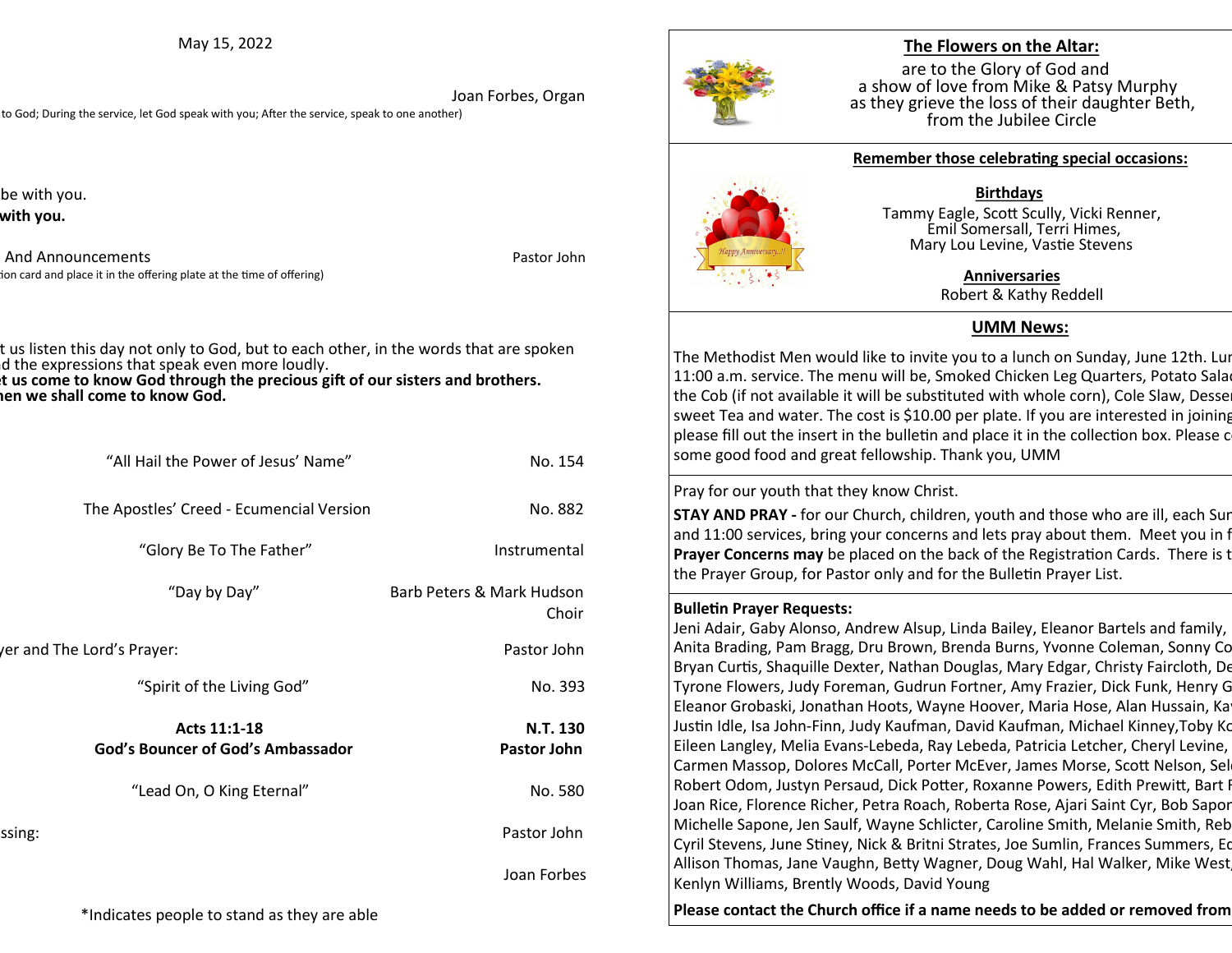May 15, 2022

Joan Forbes, Organ

to God; During the service, let God speak with you; After the service, speak to one another)

be with you.

**with you.**

And Announcements — Pastor John

ion card and place it in the offering plate at the time of offering)

t us listen this day not only to God, but to each other, in the words that are spoken
d the expressions that speak even more loudly.
**t us come to know God through the precious gift of our sisters and brothers.**
**hen we shall come to know God.**

| | |
|---|---|
| "All Hail the Power of Jesus' Name" | No. 154 |
| The Apostles' Creed - Ecumencial Version | No. 882 |
| "Glory Be To The Father" | Instrumental |
| "Day by Day" | Barb Peters & Mark Hudson Choir |
| yer and The Lord's Prayer: | Pastor John |
| "Spirit of the Living God" | No. 393 |
| **Acts 11:1-18** | **N.T. 130** |
| **God's Bouncer of God's Ambassador** | **Pastor John** |
| "Lead On, O King Eternal" | No. 580 |
| ssing: | Pastor John |
| | Joan Forbes |

*Indicates people to stand as they are able

## The Flowers on the Altar:

are to the Glory of God and
a show of love from Mike & Patsy Murphy
as they grieve the loss of their daughter Beth,
from the Jubilee Circle

## Remember those celebrating special occasions:

**Birthdays**

Tammy Eagle, Scott Scully, Vicki Renner,
Emil Somersall, Terri Himes,
Mary Lou Levine, Vastie Stevens

**Anniversaries**

Robert & Kathy Reddell

## UMM News:

The Methodist Men would like to invite you to a lunch on Sunday, June 12th. Lun
11:00 a.m. service. The menu will be, Smoked Chicken Leg Quarters, Potato Salad
the Cob (if not available it will be substituted with whole corn), Cole Slaw, Desser
sweet Tea and water. The cost is $10.00 per plate. If you are interested in joining
please fill out the insert in the bulletin and place it in the collection box. Please c
some good food and great fellowship. Thank you, UMM

Pray for our youth that they know Christ.

**STAY AND PRAY -** for our Church, children, youth and those who are ill, each Sun
and 11:00 services, bring your concerns and lets pray about them. Meet you in f
**Prayer Concerns may** be placed on the back of the Registration Cards. There is t
the Prayer Group, for Pastor only and for the Bulletin Prayer List.

**Bulletin Prayer Requests:**
Jeni Adair, Gaby Alonso, Andrew Alsup, Linda Bailey, Eleanor Bartels and family,
Anita Brading, Pam Bragg, Dru Brown, Brenda Burns, Yvonne Coleman, Sonny Co
Bryan Curtis, Shaquille Dexter, Nathan Douglas, Mary Edgar, Christy Faircloth, De
Tyrone Flowers, Judy Foreman, Gudrun Fortner, Amy Frazier, Dick Funk, Henry G
Eleanor Grobaski, Jonathan Hoots, Wayne Hoover, Maria Hose, Alan Hussain, Ka
Justin Idle, Isa John-Finn, Judy Kaufman, David Kaufman, Michael Kinney,Toby Ko
Eileen Langley, Melia Evans-Lebeda, Ray Lebeda, Patricia Letcher, Cheryl Levine,
Carmen Massop, Dolores McCall, Porter McEver, James Morse, Scott Nelson, Sel
Robert Odom, Justyn Persaud, Dick Potter, Roxanne Powers, Edith Prewitt, Bart F
Joan Rice, Florence Richer, Petra Roach, Roberta Rose, Ajari Saint Cyr, Bob Sapon
Michelle Sapone, Jen Saulf, Wayne Schlicter, Caroline Smith, Melanie Smith, Reb
Cyril Stevens, June Stiney, Nick & Britni Strates, Joe Sumlin, Frances Summers, Ed
Allison Thomas, Jane Vaughn, Betty Wagner, Doug Wahl, Hal Walker, Mike West,
Kenlyn Williams, Brently Woods, David Young

**Please contact the Church office if a name needs to be added or removed from**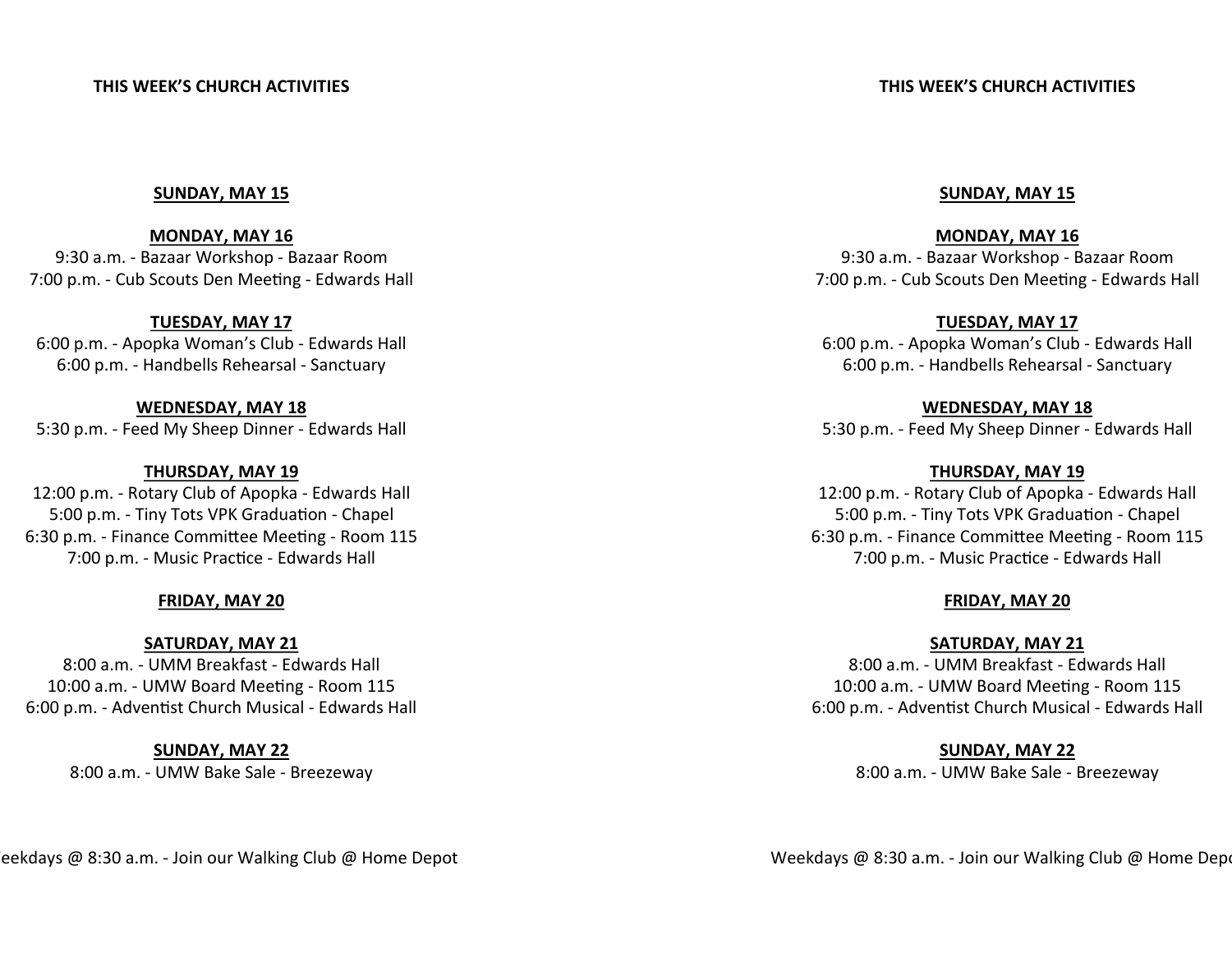**THIS WEEK'S CHURCH ACTIVITIES**

**SUNDAY, MAY 15**

**MONDAY, MAY 16**

9:30 a.m. - Bazaar Workshop - Bazaar Room
7:00 p.m. - Cub Scouts Den Meeting - Edwards Hall

**TUESDAY, MAY 17**

6:00 p.m. - Apopka Woman's Club - Edwards Hall
6:00 p.m. - Handbells Rehearsal - Sanctuary

**WEDNESDAY, MAY 18**

5:30 p.m. - Feed My Sheep Dinner - Edwards Hall

**THURSDAY, MAY 19**

12:00 p.m. - Rotary Club of Apopka - Edwards Hall
5:00 p.m. - Tiny Tots VPK Graduation - Chapel
6:30 p.m. - Finance Committee Meeting - Room 115
7:00 p.m. - Music Practice - Edwards Hall

**FRIDAY, MAY 20**

**SATURDAY, MAY 21**

8:00 a.m. - UMM Breakfast - Edwards Hall
10:00 a.m. - UMW Board Meeting - Room 115
6:00 p.m. - Adventist Church Musical - Edwards Hall

**SUNDAY, MAY 22**

8:00 a.m. - UMW Bake Sale - Breezeway

eekdays @ 8:30 a.m. - Join our Walking Club @ Home Depot

**THIS WEEK'S CHURCH ACTIVITIES**

**SUNDAY, MAY 15**

**MONDAY, MAY 16**

9:30 a.m. - Bazaar Workshop - Bazaar Room
7:00 p.m. - Cub Scouts Den Meeting - Edwards Hall

**TUESDAY, MAY 17**

6:00 p.m. - Apopka Woman's Club - Edwards Hall
6:00 p.m. - Handbells Rehearsal - Sanctuary

**WEDNESDAY, MAY 18**

5:30 p.m. - Feed My Sheep Dinner - Edwards Hall

**THURSDAY, MAY 19**

12:00 p.m. - Rotary Club of Apopka - Edwards Hall
5:00 p.m. - Tiny Tots VPK Graduation - Chapel
6:30 p.m. - Finance Committee Meeting - Room 115
7:00 p.m. - Music Practice - Edwards Hall

**FRIDAY, MAY 20**

**SATURDAY, MAY 21**

8:00 a.m. - UMM Breakfast - Edwards Hall
10:00 a.m. - UMW Board Meeting - Room 115
6:00 p.m. - Adventist Church Musical - Edwards Hall

**SUNDAY, MAY 22**

8:00 a.m. - UMW Bake Sale - Breezeway

Weekdays @ 8:30 a.m. - Join our Walking Club @ Home Depo